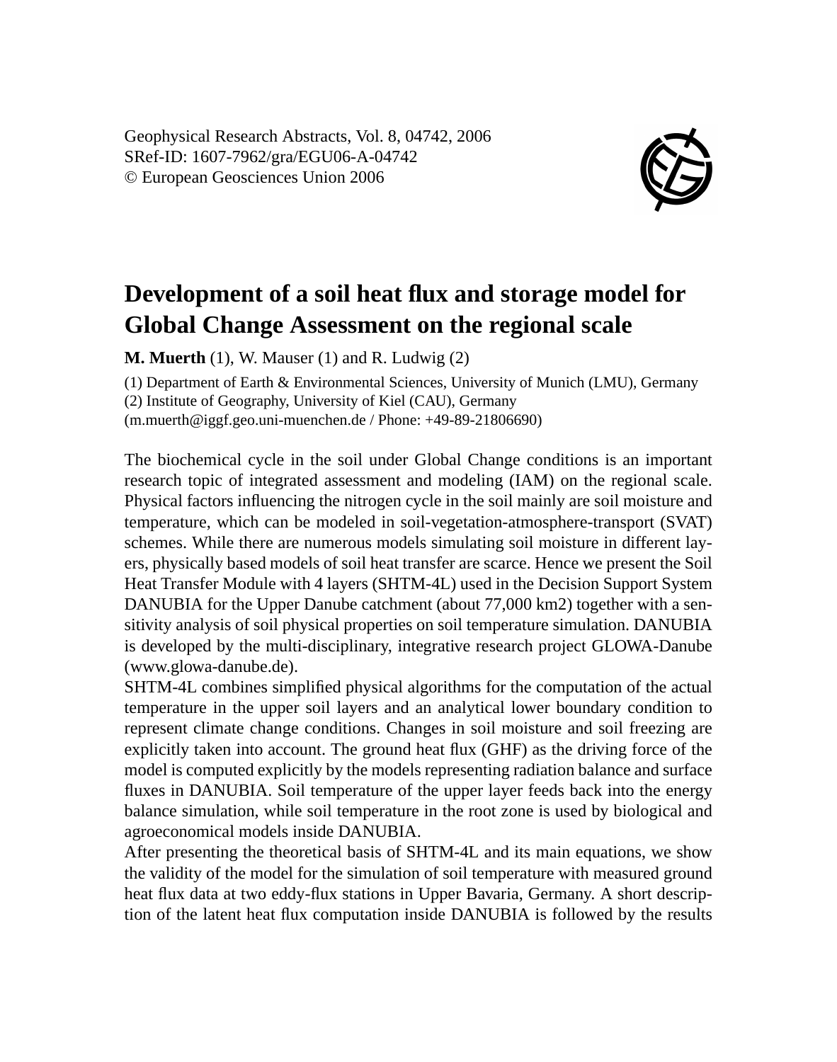Geophysical Research Abstracts, Vol. 8, 04742, 2006
SRef-ID: 1607-7962/gra/EGU06-A-04742
© European Geosciences Union 2006

# Development of a soil heat flux and storage model for Global Change Assessment on the regional scale

**M. Muerth** (1), W. Mauser (1) and R. Ludwig (2)

(1) Department of Earth & Environmental Sciences, University of Munich (LMU), Germany
(2) Institute of Geography, University of Kiel (CAU), Germany
(m.muerth@iggf.geo.uni-muenchen.de / Phone: +49-89-21806690)

The biochemical cycle in the soil under Global Change conditions is an important research topic of integrated assessment and modeling (IAM) on the regional scale. Physical factors influencing the nitrogen cycle in the soil mainly are soil moisture and temperature, which can be modeled in soil-vegetation-atmosphere-transport (SVAT) schemes. While there are numerous models simulating soil moisture in different layers, physically based models of soil heat transfer are scarce. Hence we present the Soil Heat Transfer Module with 4 layers (SHTM-4L) used in the Decision Support System DANUBIA for the Upper Danube catchment (about 77,000 km2) together with a sensitivity analysis of soil physical properties on soil temperature simulation. DANUBIA is developed by the multi-disciplinary, integrative research project GLOWA-Danube (www.glowa-danube.de).

SHTM-4L combines simplified physical algorithms for the computation of the actual temperature in the upper soil layers and an analytical lower boundary condition to represent climate change conditions. Changes in soil moisture and soil freezing are explicitly taken into account. The ground heat flux (GHF) as the driving force of the model is computed explicitly by the models representing radiation balance and surface fluxes in DANUBIA. Soil temperature of the upper layer feeds back into the energy balance simulation, while soil temperature in the root zone is used by biological and agroeconomical models inside DANUBIA.

After presenting the theoretical basis of SHTM-4L and its main equations, we show the validity of the model for the simulation of soil temperature with measured ground heat flux data at two eddy-flux stations in Upper Bavaria, Germany. A short description of the latent heat flux computation inside DANUBIA is followed by the results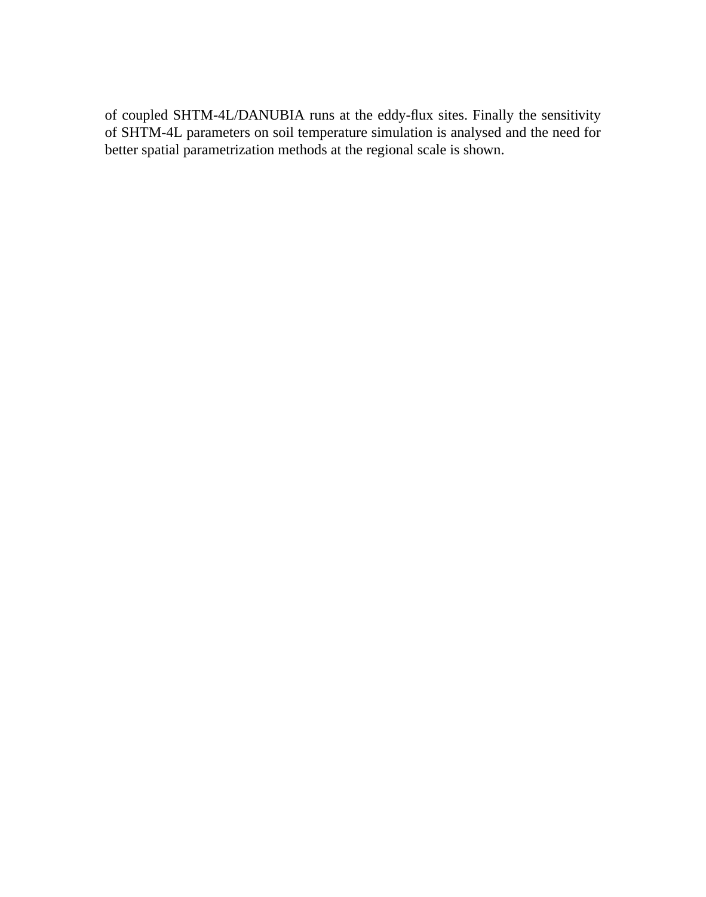of coupled SHTM-4L/DANUBIA runs at the eddy-flux sites. Finally the sensitivity of SHTM-4L parameters on soil temperature simulation is analysed and the need for better spatial parametrization methods at the regional scale is shown.